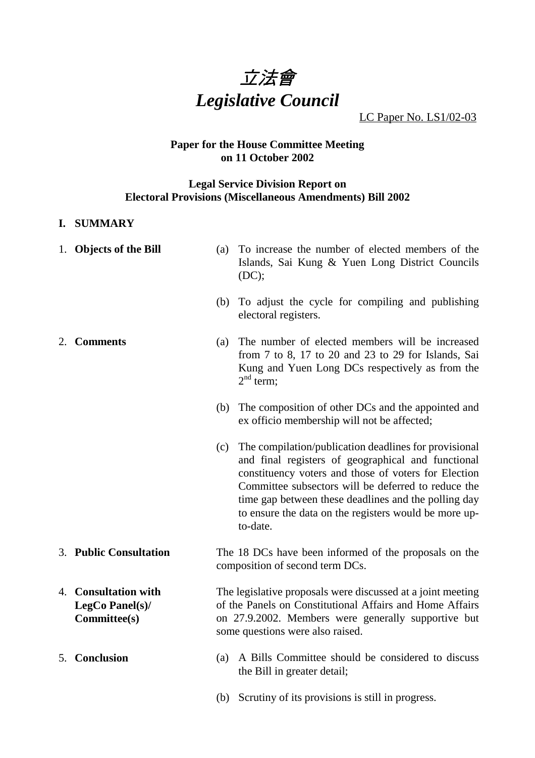# 立法會
# *Legislative Council*

LC Paper No. LS1/02-03

**Paper for the House Committee Meeting on 11 October 2002**

**Legal Service Division Report on Electoral Provisions (Miscellaneous Amendments) Bill 2002**

## I. SUMMARY

1. **Objects of the Bill**

   (a) To increase the number of elected members of the Islands, Sai Kung & Yuen Long District Councils (DC);

   (b) To adjust the cycle for compiling and publishing electoral registers.

2. **Comments**

   (a) The number of elected members will be increased from 7 to 8, 17 to 20 and 23 to 29 for Islands, Sai Kung and Yuen Long DCs respectively as from the 2nd term;

   (b) The composition of other DCs and the appointed and ex officio membership will not be affected;

   (c) The compilation/publication deadlines for provisional and final registers of geographical and functional constituency voters and those of voters for Election Committee subsectors will be deferred to reduce the time gap between these deadlines and the polling day to ensure the data on the registers would be more up-to-date.

3. **Public Consultation**

   The 18 DCs have been informed of the proposals on the composition of second term DCs.

4. **Consultation with LegCo Panel(s)/ Committee(s)**

   The legislative proposals were discussed at a joint meeting of the Panels on Constitutional Affairs and Home Affairs on 27.9.2002. Members were generally supportive but some questions were also raised.

5. **Conclusion**

   (a) A Bills Committee should be considered to discuss the Bill in greater detail;

   (b) Scrutiny of its provisions is still in progress.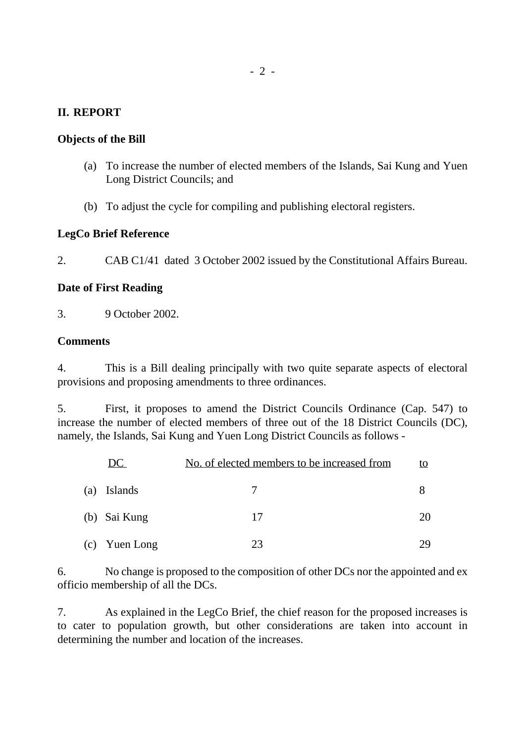## II. REPORT

### Objects of the Bill

(a) To increase the number of elected members of the Islands, Sai Kung and Yuen Long District Councils; and

(b) To adjust the cycle for compiling and publishing electoral registers.

### LegCo Brief Reference

2. CAB C1/41 dated 3 October 2002 issued by the Constitutional Affairs Bureau.

### Date of First Reading

3. 9 October 2002.

### Comments

4. This is a Bill dealing principally with two quite separate aspects of electoral provisions and proposing amendments to three ordinances.

5. First, it proposes to amend the District Councils Ordinance (Cap. 547) to increase the number of elected members of three out of the 18 District Councils (DC), namely, the Islands, Sai Kung and Yuen Long District Councils as follows -

| DC | No. of elected members to be increased from | to |
|---|---|---|
| (a) Islands | 7 | 8 |
| (b) Sai Kung | 17 | 20 |
| (c) Yuen Long | 23 | 29 |

6. No change is proposed to the composition of other DCs nor the appointed and ex officio membership of all the DCs.

7. As explained in the LegCo Brief, the chief reason for the proposed increases is to cater to population growth, but other considerations are taken into account in determining the number and location of the increases.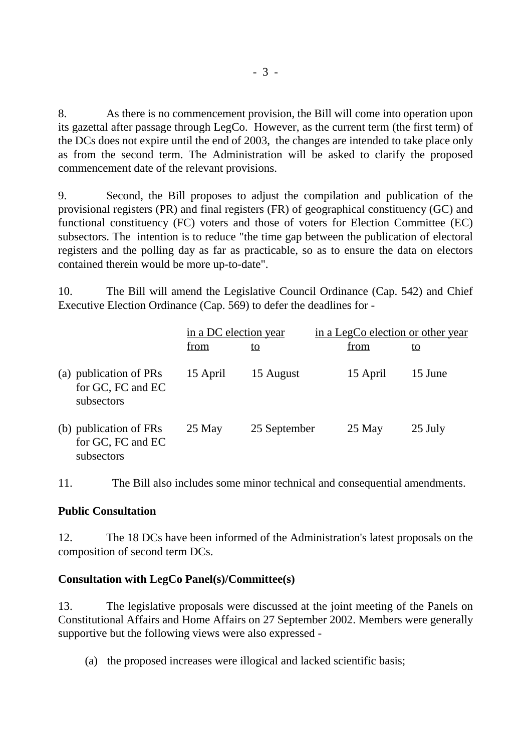8. As there is no commencement provision, the Bill will come into operation upon its gazettal after passage through LegCo. However, as the current term (the first term) of the DCs does not expire until the end of 2003, the changes are intended to take place only as from the second term. The Administration will be asked to clarify the proposed commencement date of the relevant provisions.

9. Second, the Bill proposes to adjust the compilation and publication of the provisional registers (PR) and final registers (FR) of geographical constituency (GC) and functional constituency (FC) voters and those of voters for Election Committee (EC) subsectors. The intention is to reduce "the time gap between the publication of electoral registers and the polling day as far as practicable, so as to ensure the data on electors contained therein would be more up-to-date".

10. The Bill will amend the Legislative Council Ordinance (Cap. 542) and Chief Executive Election Ordinance (Cap. 569) to defer the deadlines for -

| | in a DC election year | | in a LegCo election or other year | |
|---|---|---|---|---|
| | from | to | from | to |
| (a) publication of PRs for GC, FC and EC subsectors | 15 April | 15 August | 15 April | 15 June |
| (b) publication of FRs for GC, FC and EC subsectors | 25 May | 25 September | 25 May | 25 July |

11. The Bill also includes some minor technical and consequential amendments.

**Public Consultation**

12. The 18 DCs have been informed of the Administration's latest proposals on the composition of second term DCs.

**Consultation with LegCo Panel(s)/Committee(s)**

13. The legislative proposals were discussed at the joint meeting of the Panels on Constitutional Affairs and Home Affairs on 27 September 2002. Members were generally supportive but the following views were also expressed -

(a) the proposed increases were illogical and lacked scientific basis;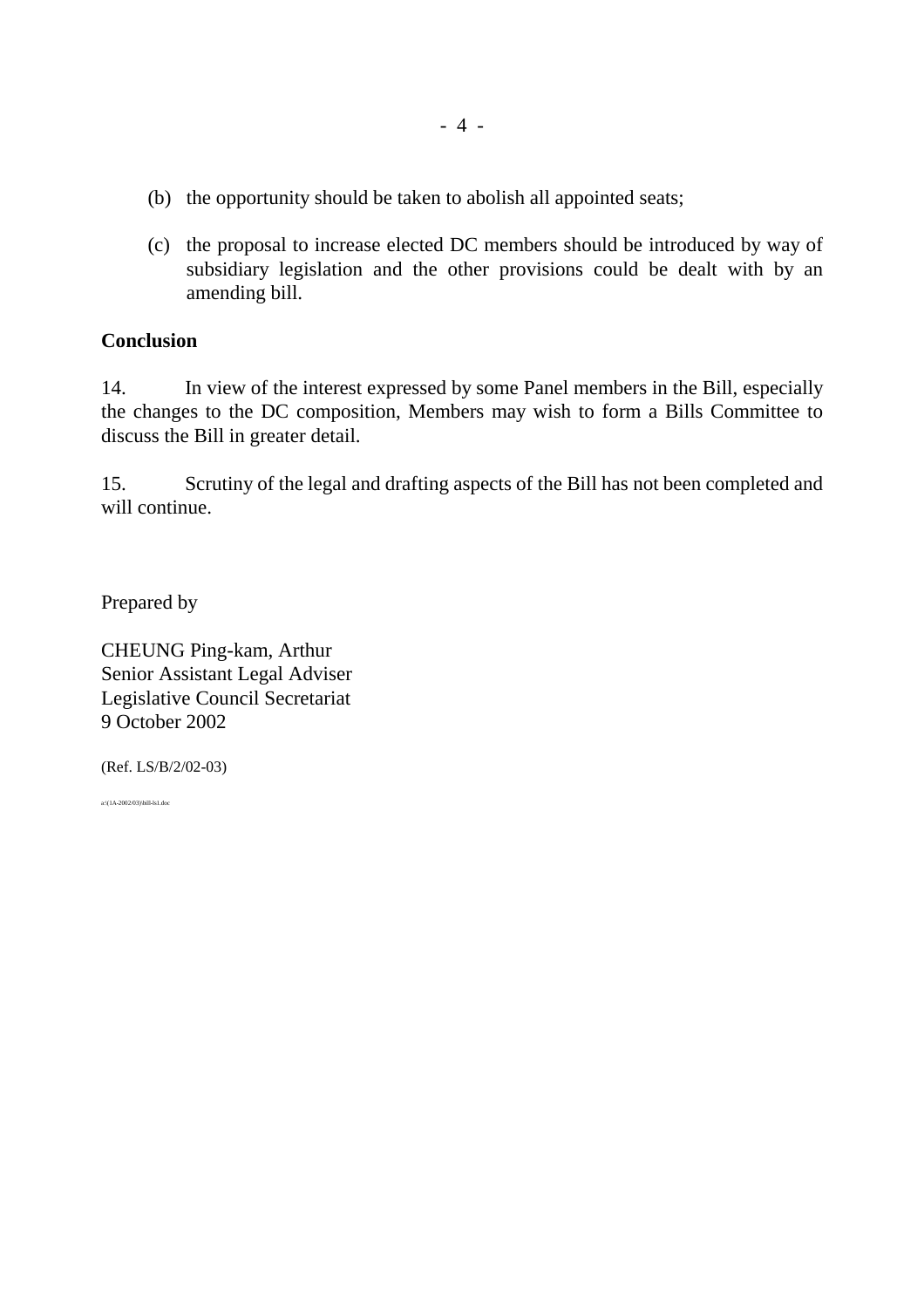(b) the opportunity should be taken to abolish all appointed seats;

(c) the proposal to increase elected DC members should be introduced by way of subsidiary legislation and the other provisions could be dealt with by an amending bill.

**Conclusion**

14. In view of the interest expressed by some Panel members in the Bill, especially the changes to the DC composition, Members may wish to form a Bills Committee to discuss the Bill in greater detail.

15. Scrutiny of the legal and drafting aspects of the Bill has not been completed and will continue.

Prepared by

CHEUNG Ping-kam, Arthur
Senior Assistant Legal Adviser
Legislative Council Secretariat
9 October 2002

(Ref. LS/B/2/02-03)

a:\(1A-2002/03)\bill-ls1.doc